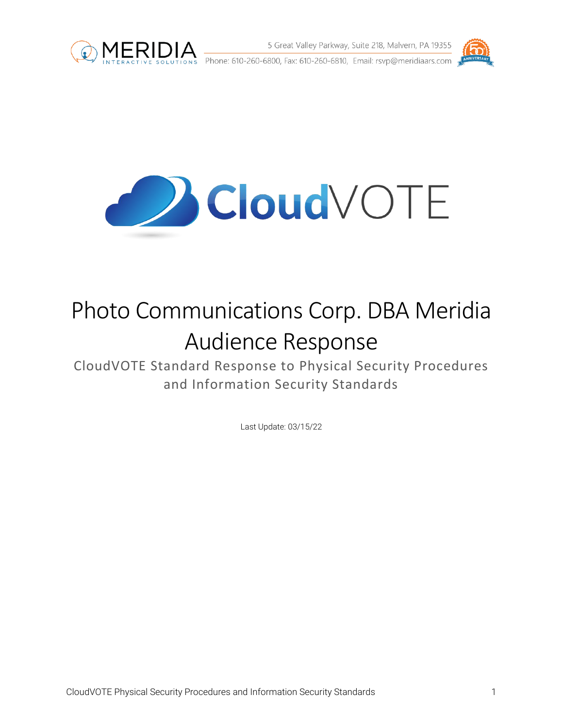5 Great Valley Parkway, Suite 218, Malvern, PA 19355

Phone: 610-260-6800, Fax: 610-260-6810, Email: rsvp@meridiaars.com

CloudVOTE

# Photo Communications Corp. DBA Meridia Audience Response

## CloudVOTE Standard Response to Physical Security Procedures and Information Security Standards

Last Update: 03/15/22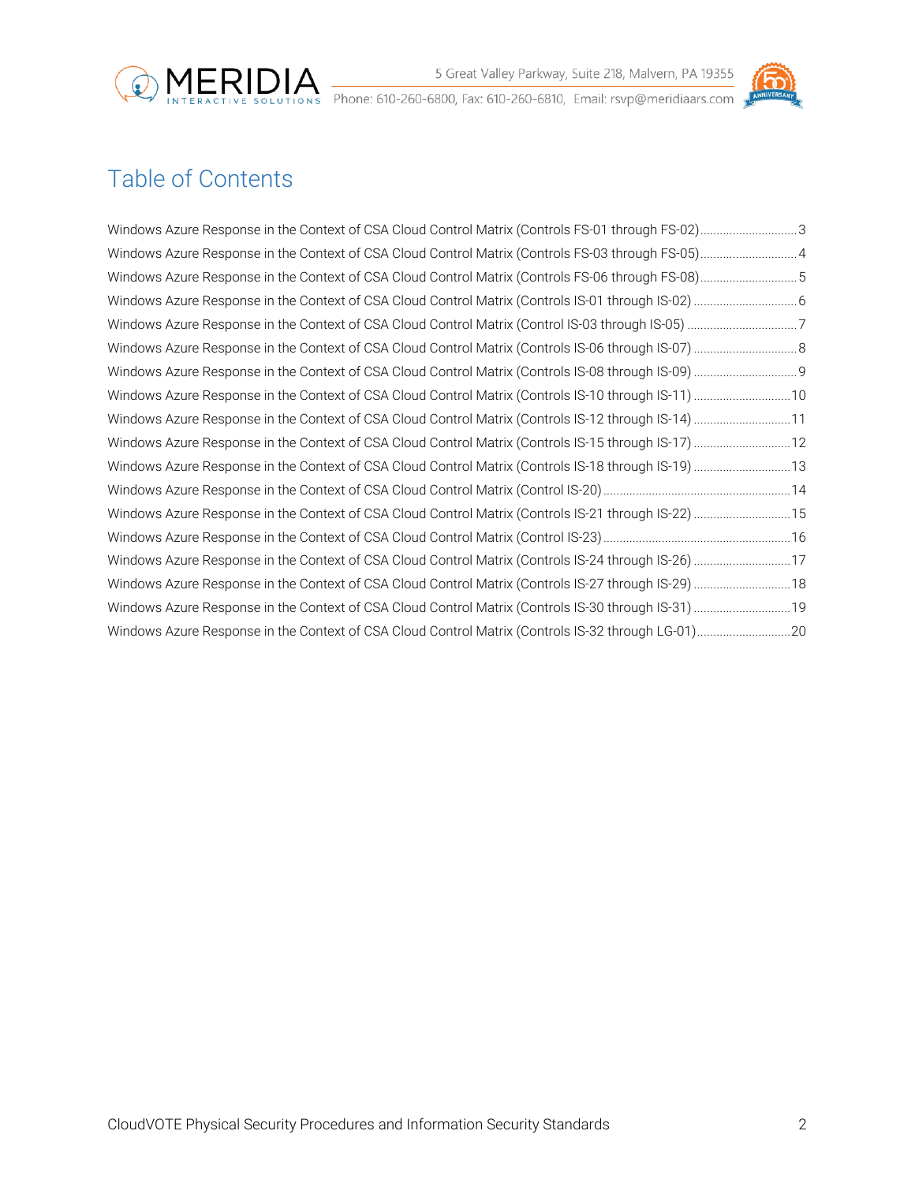# Table of Contents

Windows Azure Response in the Context of CSA Cloud Control Matrix (Controls FS-01 through FS-02)..............................3
Windows Azure Response in the Context of CSA Cloud Control Matrix (Controls FS-03 through FS-05)..............................4
Windows Azure Response in the Context of CSA Cloud Control Matrix (Controls FS-06 through FS-08)..............................5
Windows Azure Response in the Context of CSA Cloud Control Matrix (Controls IS-01 through IS-02) ................................6
Windows Azure Response in the Context of CSA Cloud Control Matrix (Control IS-03 through IS-05) ..................................7
Windows Azure Response in the Context of CSA Cloud Control Matrix (Controls IS-06 through IS-07) ................................8
Windows Azure Response in the Context of CSA Cloud Control Matrix (Controls IS-08 through IS-09) ................................9
Windows Azure Response in the Context of CSA Cloud Control Matrix (Controls IS-10 through IS-11) ..............................10
Windows Azure Response in the Context of CSA Cloud Control Matrix (Controls IS-12 through IS-14) ..............................11
Windows Azure Response in the Context of CSA Cloud Control Matrix (Controls IS-15 through IS-17) ..............................12
Windows Azure Response in the Context of CSA Cloud Control Matrix (Controls IS-18 through IS-19) ..............................13
Windows Azure Response in the Context of CSA Cloud Control Matrix (Control IS-20) ..........................................................14
Windows Azure Response in the Context of CSA Cloud Control Matrix (Controls IS-21 through IS-22) ..............................15
Windows Azure Response in the Context of CSA Cloud Control Matrix (Control IS-23) ..........................................................16
Windows Azure Response in the Context of CSA Cloud Control Matrix (Controls IS-24 through IS-26) ..............................17
Windows Azure Response in the Context of CSA Cloud Control Matrix (Controls IS-27 through IS-29) ..............................18
Windows Azure Response in the Context of CSA Cloud Control Matrix (Controls IS-30 through IS-31) ..............................19
Windows Azure Response in the Context of CSA Cloud Control Matrix (Controls IS-32 through LG-01).............................20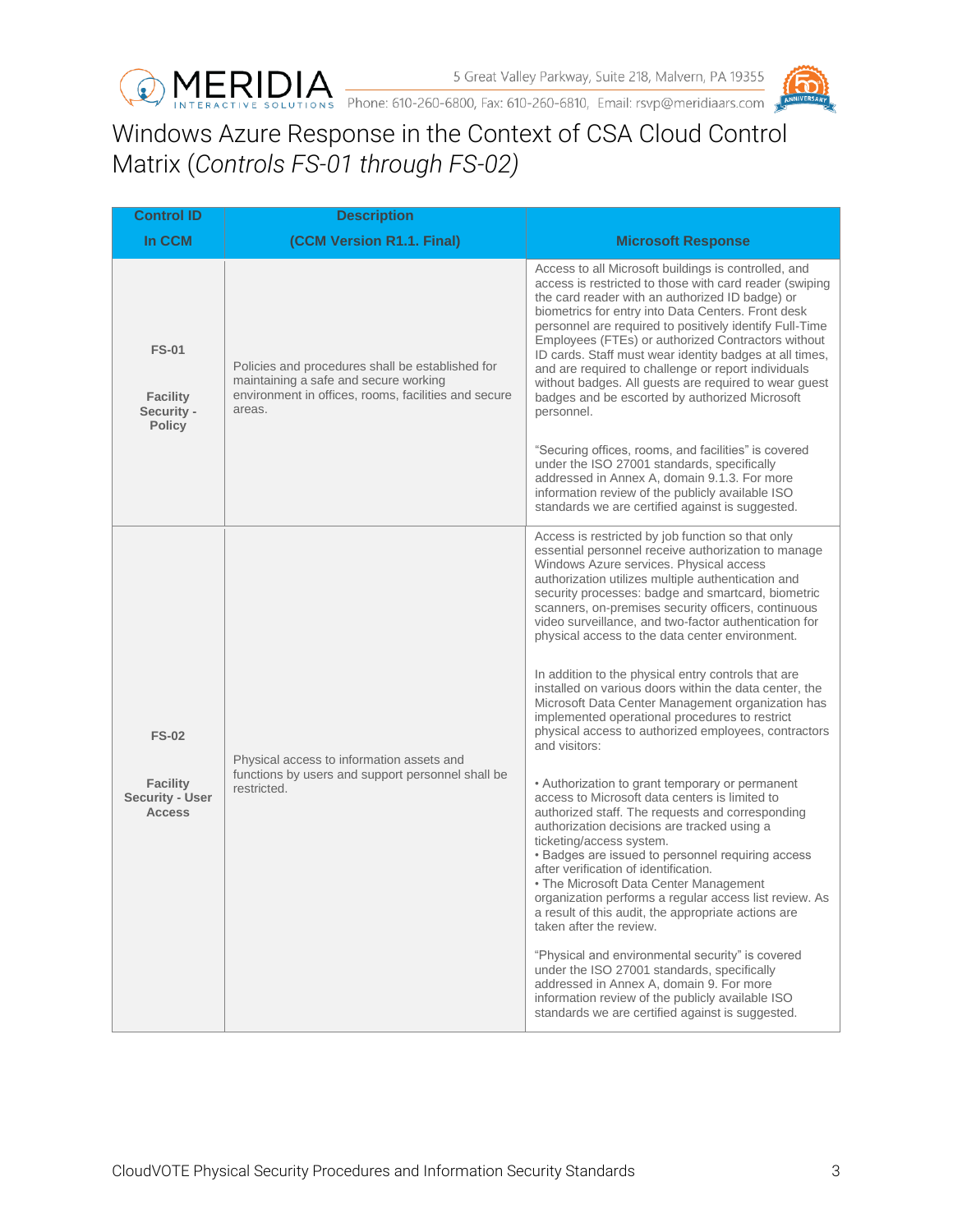# Windows Azure Response in the Context of CSA Cloud Control Matrix (*Controls FS-01 through FS-02)*

| Control ID In CCM | Description (CCM Version R1.1. Final) | Microsoft Response |
|---|---|---|
| **FS-01** **Facility Security - Policy** | Policies and procedures shall be established for maintaining a safe and secure working environment in offices, rooms, facilities and secure areas. | Access to all Microsoft buildings is controlled, and access is restricted to those with card reader (swiping the card reader with an authorized ID badge) or biometrics for entry into Data Centers. Front desk personnel are required to positively identify Full-Time Employees (FTEs) or authorized Contractors without ID cards. Staff must wear identity badges at all times, and are required to challenge or report individuals without badges. All guests are required to wear guest badges and be escorted by authorized Microsoft personnel.<br><br>"Securing offices, rooms, and facilities" is covered under the ISO 27001 standards, specifically addressed in Annex A, domain 9.1.3. For more information review of the publicly available ISO standards we are certified against is suggested. |
| **FS-02** **Facility Security - User Access** | Physical access to information assets and functions by users and support personnel shall be restricted. | Access is restricted by job function so that only essential personnel receive authorization to manage Windows Azure services. Physical access authorization utilizes multiple authentication and security processes: badge and smartcard, biometric scanners, on-premises security officers, continuous video surveillance, and two-factor authentication for physical access to the data center environment.<br><br>In addition to the physical entry controls that are installed on various doors within the data center, the Microsoft Data Center Management organization has implemented operational procedures to restrict physical access to authorized employees, contractors and visitors:<br><br>• Authorization to grant temporary or permanent access to Microsoft data centers is limited to authorized staff. The requests and corresponding authorization decisions are tracked using a ticketing/access system.<br>• Badges are issued to personnel requiring access after verification of identification.<br>• The Microsoft Data Center Management organization performs a regular access list review. As a result of this audit, the appropriate actions are taken after the review.<br><br>"Physical and environmental security" is covered under the ISO 27001 standards, specifically addressed in Annex A, domain 9. For more information review of the publicly available ISO standards we are certified against is suggested. |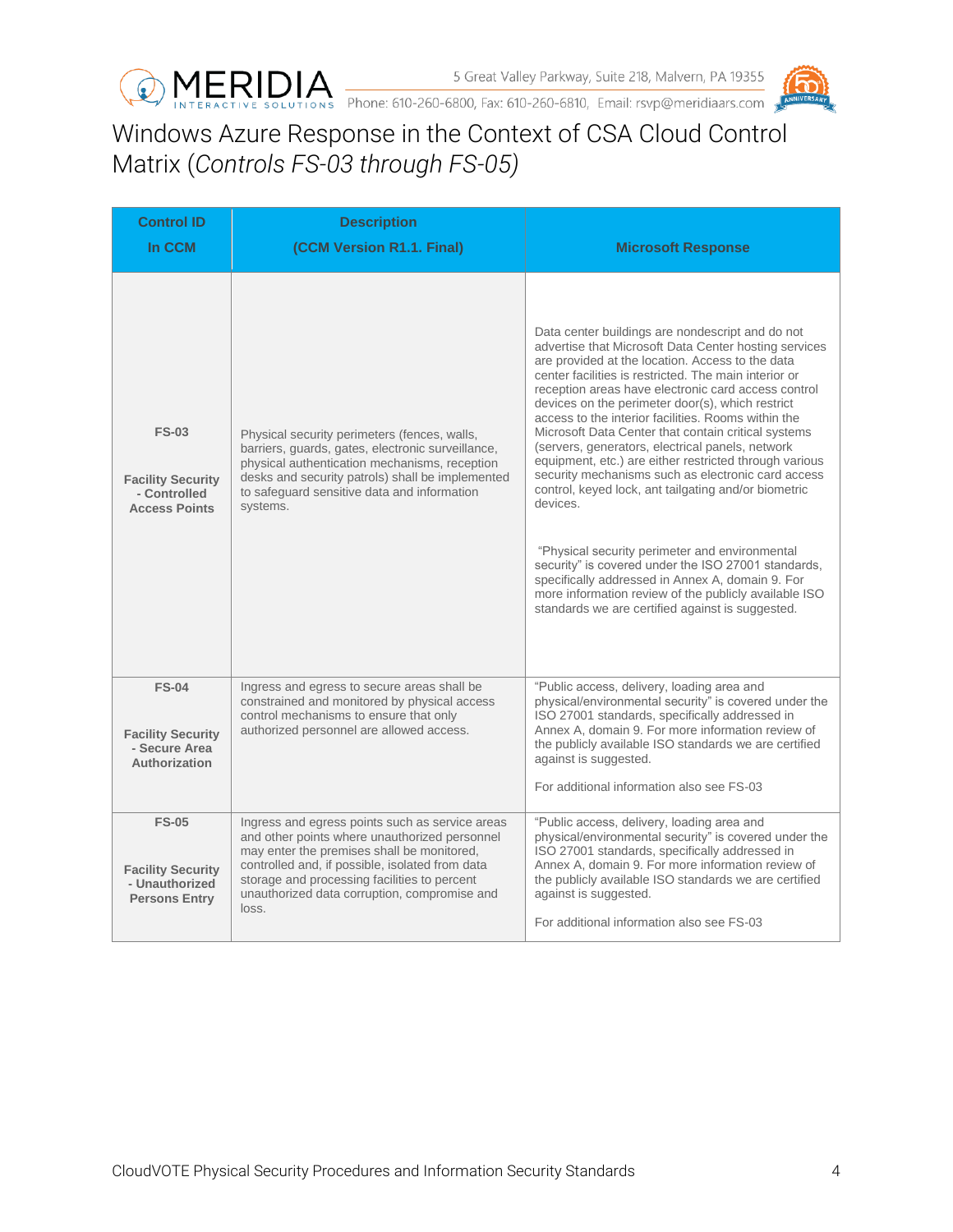# Windows Azure Response in the Context of CSA Cloud Control Matrix (*Controls FS-03 through FS-05)*

| Control ID In CCM | Description (CCM Version R1.1. Final) | Microsoft Response |
|---|---|---|
| **FS-03** **Facility Security - Controlled Access Points** | Physical security perimeters (fences, walls, barriers, guards, gates, electronic surveillance, physical authentication mechanisms, reception desks and security patrols) shall be implemented to safeguard sensitive data and information systems. | Data center buildings are nondescript and do not advertise that Microsoft Data Center hosting services are provided at the location. Access to the data center facilities is restricted. The main interior or reception areas have electronic card access control devices on the perimeter door(s), which restrict access to the interior facilities. Rooms within the Microsoft Data Center that contain critical systems (servers, generators, electrical panels, network equipment, etc.) are either restricted through various security mechanisms such as electronic card access control, keyed lock, ant tailgating and/or biometric devices.<br><br>"Physical security perimeter and environmental security" is covered under the ISO 27001 standards, specifically addressed in Annex A, domain 9. For more information review of the publicly available ISO standards we are certified against is suggested. |
| **FS-04** **Facility Security - Secure Area Authorization** | Ingress and egress to secure areas shall be constrained and monitored by physical access control mechanisms to ensure that only authorized personnel are allowed access. | "Public access, delivery, loading area and physical/environmental security" is covered under the ISO 27001 standards, specifically addressed in Annex A, domain 9. For more information review of the publicly available ISO standards we are certified against is suggested.<br><br>For additional information also see FS-03 |
| **FS-05** **Facility Security - Unauthorized Persons Entry** | Ingress and egress points such as service areas and other points where unauthorized personnel may enter the premises shall be monitored, controlled and, if possible, isolated from data storage and processing facilities to percent unauthorized data corruption, compromise and loss. | "Public access, delivery, loading area and physical/environmental security" is covered under the ISO 27001 standards, specifically addressed in Annex A, domain 9. For more information review of the publicly available ISO standards we are certified against is suggested.<br><br>For additional information also see FS-03 |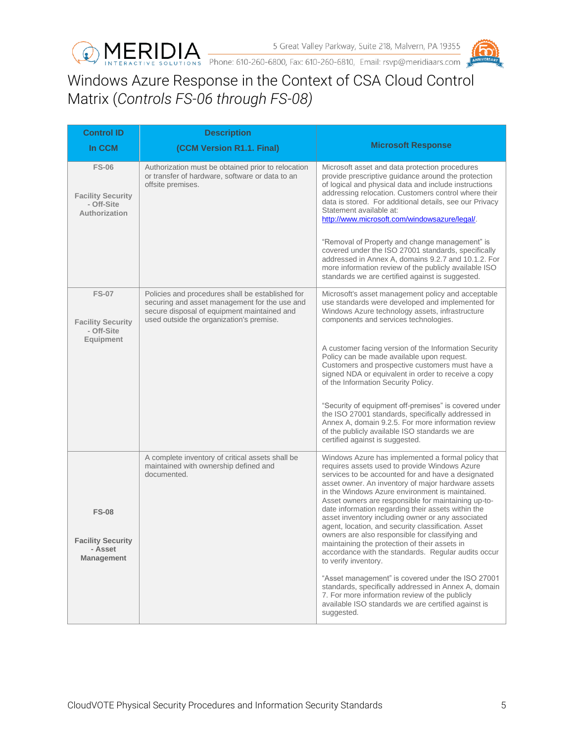# Windows Azure Response in the Context of CSA Cloud Control Matrix (*Controls FS-06 through FS-08)*

| Control ID In CCM | Description (CCM Version R1.1. Final) | Microsoft Response |
|---|---|---|
| **FS-06** **Facility Security - Off-Site Authorization** | Authorization must be obtained prior to relocation or transfer of hardware, software or data to an offsite premises. | Microsoft asset and data protection procedures provide prescriptive guidance around the protection of logical and physical data and include instructions addressing relocation. Customers control where their data is stored. For additional details, see our Privacy Statement available at: http://www.microsoft.com/windowsazure/legal/. "Removal of Property and change management" is covered under the ISO 27001 standards, specifically addressed in Annex A, domains 9.2.7 and 10.1.2. For more information review of the publicly available ISO standards we are certified against is suggested. |
| **FS-07** **Facility Security - Off-Site Equipment** | Policies and procedures shall be established for securing and asset management for the use and secure disposal of equipment maintained and used outside the organization's premise. | Microsoft's asset management policy and acceptable use standards were developed and implemented for Windows Azure technology assets, infrastructure components and services technologies. A customer facing version of the Information Security Policy can be made available upon request. Customers and prospective customers must have a signed NDA or equivalent in order to receive a copy of the Information Security Policy. "Security of equipment off-premises" is covered under the ISO 27001 standards, specifically addressed in Annex A, domain 9.2.5. For more information review of the publicly available ISO standards we are certified against is suggested. |
| **FS-08** **Facility Security - Asset Management** | A complete inventory of critical assets shall be maintained with ownership defined and documented. | Windows Azure has implemented a formal policy that requires assets used to provide Windows Azure services to be accounted for and have a designated asset owner. An inventory of major hardware assets in the Windows Azure environment is maintained. Asset owners are responsible for maintaining up-to-date information regarding their assets within the asset inventory including owner or any associated agent, location, and security classification. Asset owners are also responsible for classifying and maintaining the protection of their assets in accordance with the standards. Regular audits occur to verify inventory. "Asset management" is covered under the ISO 27001 standards, specifically addressed in Annex A, domain 7. For more information review of the publicly available ISO standards we are certified against is suggested. |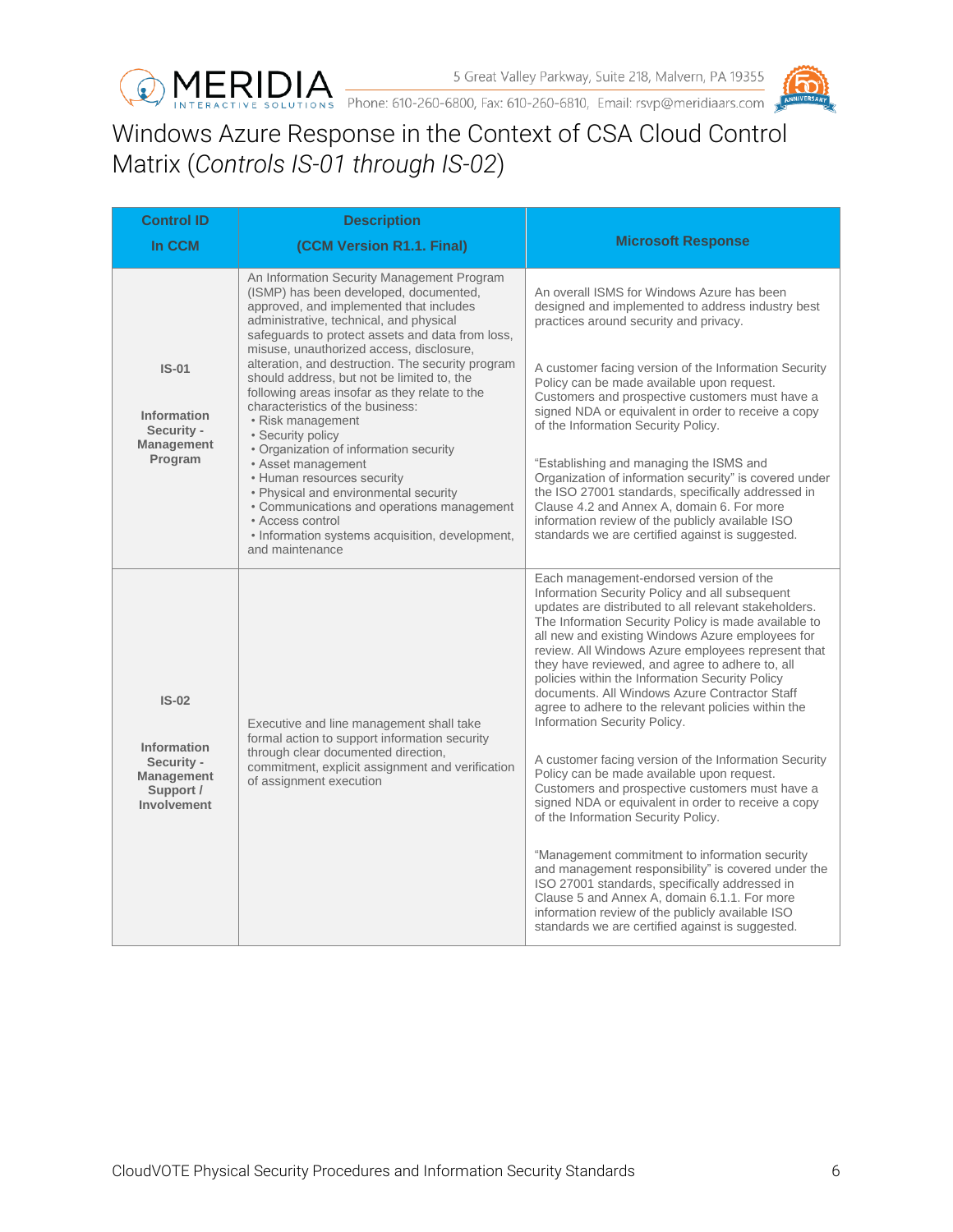# Windows Azure Response in the Context of CSA Cloud Control Matrix (*Controls IS-01 through IS-02*)

| Control ID In CCM | Description (CCM Version R1.1. Final) | Microsoft Response |
|---|---|---|
| **IS-01** **Information Security - Management Program** | An Information Security Management Program (ISMP) has been developed, documented, approved, and implemented that includes administrative, technical, and physical safeguards to protect assets and data from loss, misuse, unauthorized access, disclosure, alteration, and destruction. The security program should address, but not be limited to, the following areas insofar as they relate to the characteristics of the business: • Risk management • Security policy • Organization of information security • Asset management • Human resources security • Physical and environmental security • Communications and operations management • Access control • Information systems acquisition, development, and maintenance | An overall ISMS for Windows Azure has been designed and implemented to address industry best practices around security and privacy. A customer facing version of the Information Security Policy can be made available upon request. Customers and prospective customers must have a signed NDA or equivalent in order to receive a copy of the Information Security Policy. "Establishing and managing the ISMS and Organization of information security" is covered under the ISO 27001 standards, specifically addressed in Clause 4.2 and Annex A, domain 6. For more information review of the publicly available ISO standards we are certified against is suggested. |
| **IS-02** **Information Security - Management Support / Involvement** | Executive and line management shall take formal action to support information security through clear documented direction, commitment, explicit assignment and verification of assignment execution | Each management-endorsed version of the Information Security Policy and all subsequent updates are distributed to all relevant stakeholders. The Information Security Policy is made available to all new and existing Windows Azure employees for review. All Windows Azure employees represent that they have reviewed, and agree to adhere to, all policies within the Information Security Policy documents. All Windows Azure Contractor Staff agree to adhere to the relevant policies within the Information Security Policy. A customer facing version of the Information Security Policy can be made available upon request. Customers and prospective customers must have a signed NDA or equivalent in order to receive a copy of the Information Security Policy. "Management commitment to information security and management responsibility" is covered under the ISO 27001 standards, specifically addressed in Clause 5 and Annex A, domain 6.1.1. For more information review of the publicly available ISO standards we are certified against is suggested. |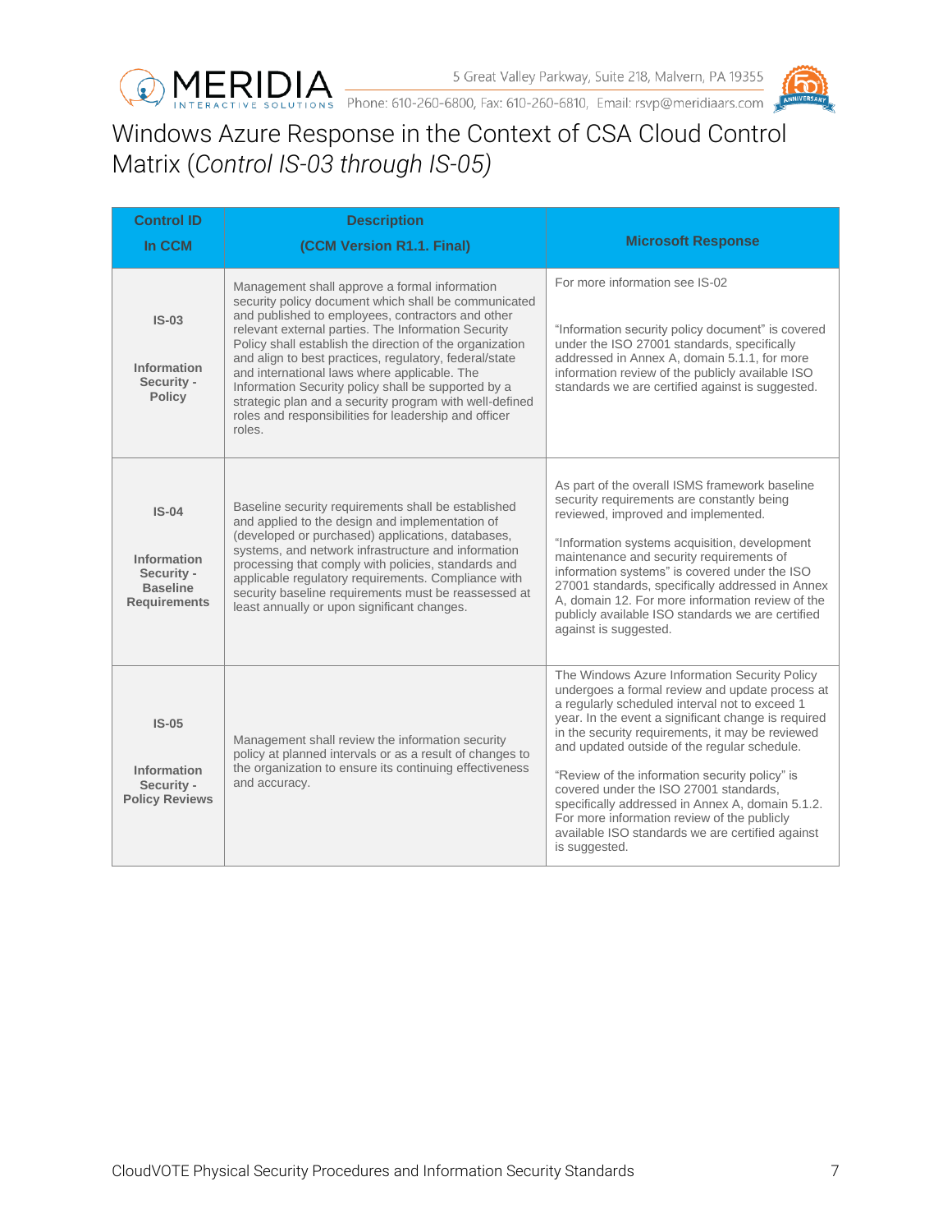# Windows Azure Response in the Context of CSA Cloud Control Matrix (*Control IS-03 through IS-05)*

| Control ID In CCM | Description (CCM Version R1.1. Final) | Microsoft Response |
|---|---|---|
| **IS-03** **Information Security - Policy** | Management shall approve a formal information security policy document which shall be communicated and published to employees, contractors and other relevant external parties. The Information Security Policy shall establish the direction of the organization and align to best practices, regulatory, federal/state and international laws where applicable. The Information Security policy shall be supported by a strategic plan and a security program with well-defined roles and responsibilities for leadership and officer roles. | For more information see IS-02 "Information security policy document" is covered under the ISO 27001 standards, specifically addressed in Annex A, domain 5.1.1, for more information review of the publicly available ISO standards we are certified against is suggested. |
| **IS-04** **Information Security - Baseline Requirements** | Baseline security requirements shall be established and applied to the design and implementation of (developed or purchased) applications, databases, systems, and network infrastructure and information processing that comply with policies, standards and applicable regulatory requirements. Compliance with security baseline requirements must be reassessed at least annually or upon significant changes. | As part of the overall ISMS framework baseline security requirements are constantly being reviewed, improved and implemented. "Information systems acquisition, development maintenance and security requirements of information systems" is covered under the ISO 27001 standards, specifically addressed in Annex A, domain 12. For more information review of the publicly available ISO standards we are certified against is suggested. |
| **IS-05** **Information Security - Policy Reviews** | Management shall review the information security policy at planned intervals or as a result of changes to the organization to ensure its continuing effectiveness and accuracy. | The Windows Azure Information Security Policy undergoes a formal review and update process at a regularly scheduled interval not to exceed 1 year. In the event a significant change is required in the security requirements, it may be reviewed and updated outside of the regular schedule. "Review of the information security policy" is covered under the ISO 27001 standards, specifically addressed in Annex A, domain 5.1.2. For more information review of the publicly available ISO standards we are certified against is suggested. |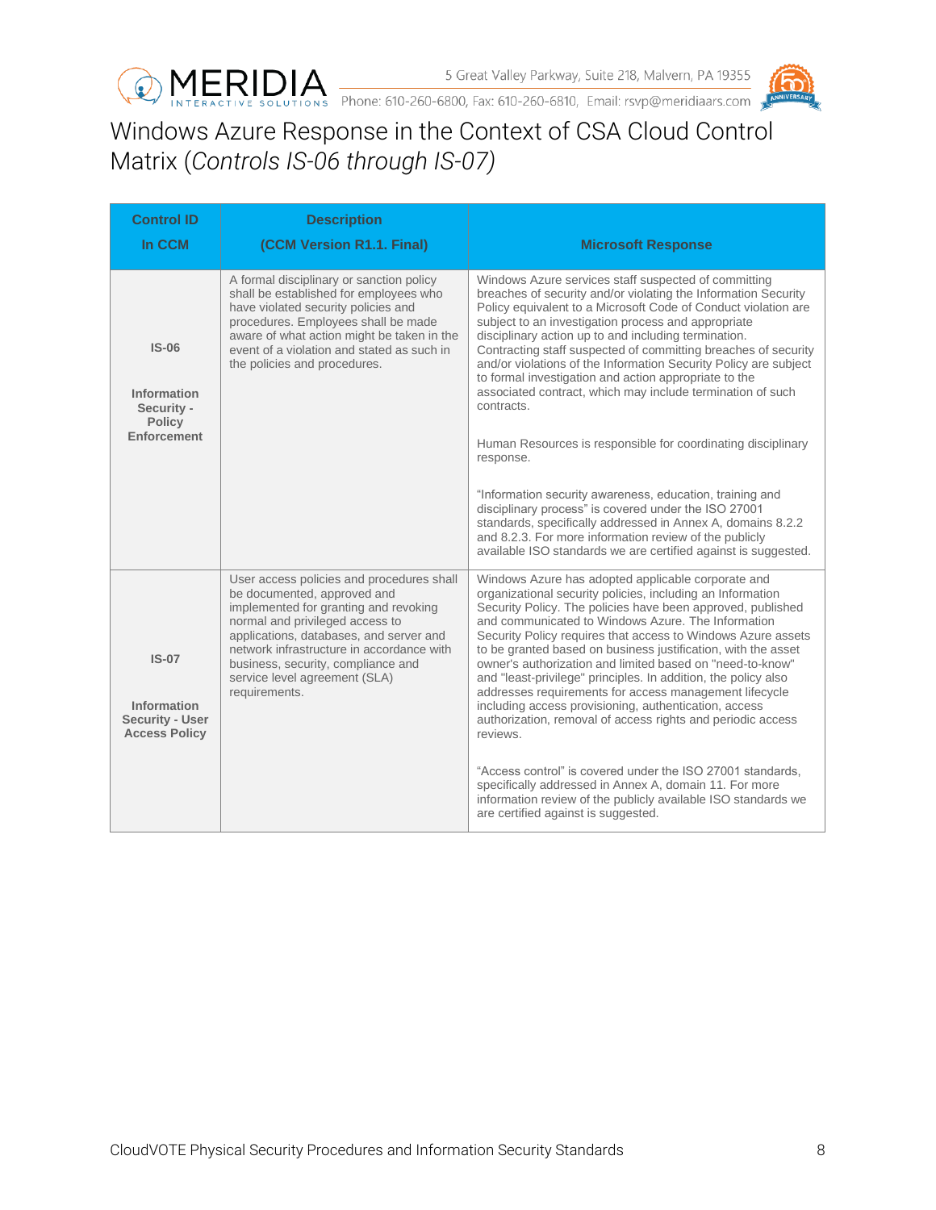# Windows Azure Response in the Context of CSA Cloud Control Matrix (*Controls IS-06 through IS-07)*

| Control ID In CCM | Description (CCM Version R1.1. Final) | Microsoft Response |
|---|---|---|
| **IS-06** **Information Security - Policy Enforcement** | A formal disciplinary or sanction policy shall be established for employees who have violated security policies and procedures. Employees shall be made aware of what action might be taken in the event of a violation and stated as such in the policies and procedures. | Windows Azure services staff suspected of committing breaches of security and/or violating the Information Security Policy equivalent to a Microsoft Code of Conduct violation are subject to an investigation process and appropriate disciplinary action up to and including termination. Contracting staff suspected of committing breaches of security and/or violations of the Information Security Policy are subject to formal investigation and action appropriate to the associated contract, which may include termination of such contracts.<br><br>Human Resources is responsible for coordinating disciplinary response.<br><br>"Information security awareness, education, training and disciplinary process" is covered under the ISO 27001 standards, specifically addressed in Annex A, domains 8.2.2 and 8.2.3. For more information review of the publicly available ISO standards we are certified against is suggested. |
| **IS-07** **Information Security - User Access Policy** | User access policies and procedures shall be documented, approved and implemented for granting and revoking normal and privileged access to applications, databases, and server and network infrastructure in accordance with business, security, compliance and service level agreement (SLA) requirements. | Windows Azure has adopted applicable corporate and organizational security policies, including an Information Security Policy. The policies have been approved, published and communicated to Windows Azure. The Information Security Policy requires that access to Windows Azure assets to be granted based on business justification, with the asset owner's authorization and limited based on "need-to-know" and "least-privilege" principles. In addition, the policy also addresses requirements for access management lifecycle including access provisioning, authentication, access authorization, removal of access rights and periodic access reviews.<br><br>"Access control" is covered under the ISO 27001 standards, specifically addressed in Annex A, domain 11. For more information review of the publicly available ISO standards we are certified against is suggested. |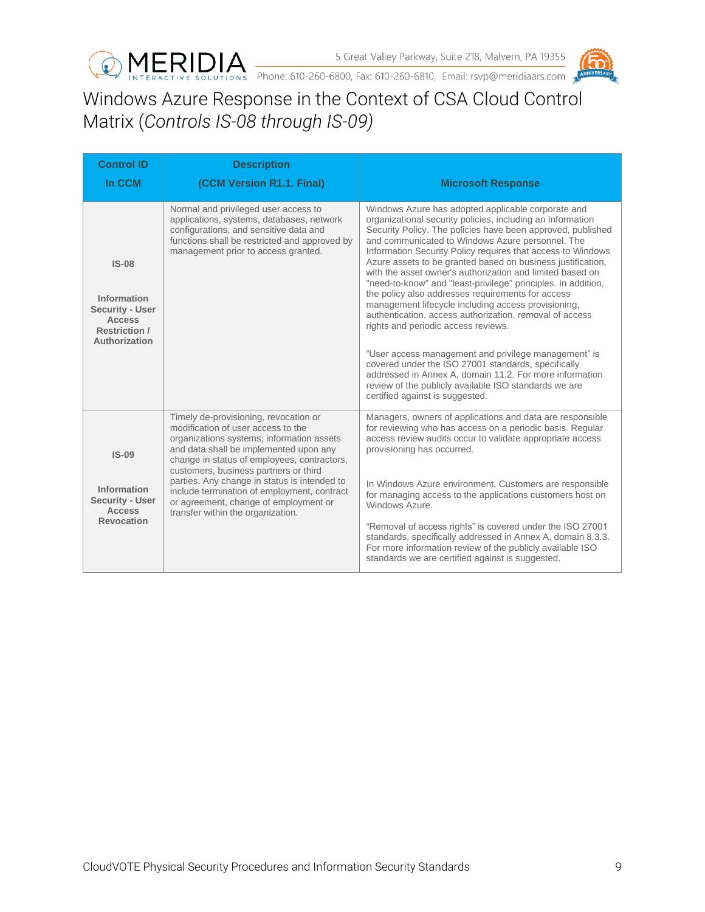# Windows Azure Response in the Context of CSA Cloud Control Matrix (*Controls IS-08 through IS-09)*

| Control ID In CCM | Description (CCM Version R1.1. Final) | Microsoft Response |
|---|---|---|
| **IS-08** **Information Security - User Access Restriction / Authorization** | Normal and privileged user access to applications, systems, databases, network configurations, and sensitive data and functions shall be restricted and approved by management prior to access granted. | Windows Azure has adopted applicable corporate and organizational security policies, including an Information Security Policy. The policies have been approved, published and communicated to Windows Azure personnel. The Information Security Policy requires that access to Windows Azure assets to be granted based on business justification, with the asset owner's authorization and limited based on "need-to-know" and "least-privilege" principles. In addition, the policy also addresses requirements for access management lifecycle including access provisioning, authentication, access authorization, removal of access rights and periodic access reviews.<br><br>"User access management and privilege management" is covered under the ISO 27001 standards, specifically addressed in Annex A, domain 11.2. For more information review of the publicly available ISO standards we are certified against is suggested. |
| **IS-09** **Information Security - User Access Revocation** | Timely de-provisioning, revocation or modification of user access to the organizations systems, information assets and data shall be implemented upon any change in status of employees, contractors, customers, business partners or third parties. Any change in status is intended to include termination of employment, contract or agreement, change of employment or transfer within the organization. | Managers, owners of applications and data are responsible for reviewing who has access on a periodic basis. Regular access review audits occur to validate appropriate access provisioning has occurred.<br><br>In Windows Azure environment, Customers are responsible for managing access to the applications customers host on Windows Azure.<br><br>"Removal of access rights" is covered under the ISO 27001 standards, specifically addressed in Annex A, domain 8.3.3. For more information review of the publicly available ISO standards we are certified against is suggested. |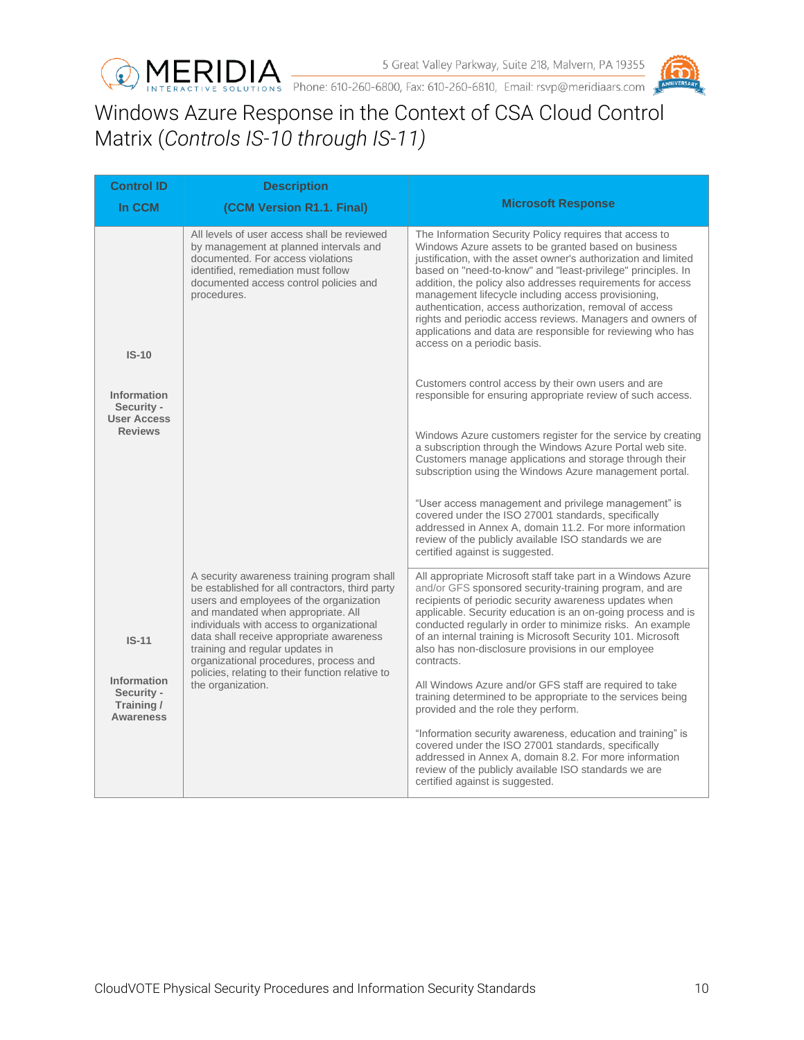# Windows Azure Response in the Context of CSA Cloud Control Matrix (*Controls IS-10 through IS-11)*

| Control ID In CCM | Description (CCM Version R1.1. Final) | Microsoft Response |
|---|---|---|
| **IS-10** **Information Security - User Access Reviews** | All levels of user access shall be reviewed by management at planned intervals and documented. For access violations identified, remediation must follow documented access control policies and procedures. | The Information Security Policy requires that access to Windows Azure assets to be granted based on business justification, with the asset owner's authorization and limited based on "need-to-know" and "least-privilege" principles. In addition, the policy also addresses requirements for access management lifecycle including access provisioning, authentication, access authorization, removal of access rights and periodic access reviews. Managers and owners of applications and data are responsible for reviewing who has access on a periodic basis.<br><br>Customers control access by their own users and are responsible for ensuring appropriate review of such access.<br><br>Windows Azure customers register for the service by creating a subscription through the Windows Azure Portal web site. Customers manage applications and storage through their subscription using the Windows Azure management portal.<br><br>"User access management and privilege management" is covered under the ISO 27001 standards, specifically addressed in Annex A, domain 11.2. For more information review of the publicly available ISO standards we are certified against is suggested. |
| **IS-11** **Information Security - Training / Awareness** | A security awareness training program shall be established for all contractors, third party users and employees of the organization and mandated when appropriate. All individuals with access to organizational data shall receive appropriate awareness training and regular updates in organizational procedures, process and policies, relating to their function relative to the organization. | All appropriate Microsoft staff take part in a Windows Azure and/or GFS sponsored security-training program, and are recipients of periodic security awareness updates when applicable. Security education is an on-going process and is conducted regularly in order to minimize risks. An example of an internal training is Microsoft Security 101. Microsoft also has non-disclosure provisions in our employee contracts.<br><br>All Windows Azure and/or GFS staff are required to take training determined to be appropriate to the services being provided and the role they perform.<br><br>"Information security awareness, education and training" is covered under the ISO 27001 standards, specifically addressed in Annex A, domain 8.2. For more information review of the publicly available ISO standards we are certified against is suggested. |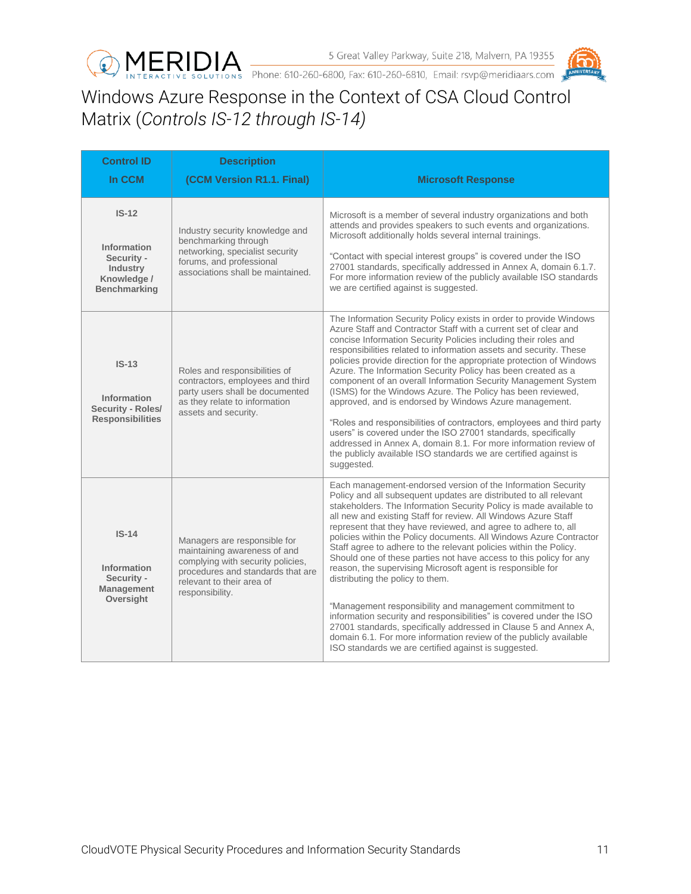# Windows Azure Response in the Context of CSA Cloud Control Matrix (*Controls IS-12 through IS-14)*

| Control ID In CCM | Description (CCM Version R1.1. Final) | Microsoft Response |
|---|---|---|
| **IS-12** **Information Security - Industry Knowledge / Benchmarking** | Industry security knowledge and benchmarking through networking, specialist security forums, and professional associations shall be maintained. | Microsoft is a member of several industry organizations and both attends and provides speakers to such events and organizations. Microsoft additionally holds several internal trainings. “Contact with special interest groups” is covered under the ISO 27001 standards, specifically addressed in Annex A, domain 6.1.7. For more information review of the publicly available ISO standards we are certified against is suggested. |
| **IS-13** **Information Security - Roles/ Responsibilities** | Roles and responsibilities of contractors, employees and third party users shall be documented as they relate to information assets and security. | The Information Security Policy exists in order to provide Windows Azure Staff and Contractor Staff with a current set of clear and concise Information Security Policies including their roles and responsibilities related to information assets and security. These policies provide direction for the appropriate protection of Windows Azure. The Information Security Policy has been created as a component of an overall Information Security Management System (ISMS) for the Windows Azure. The Policy has been reviewed, approved, and is endorsed by Windows Azure management. “Roles and responsibilities of contractors, employees and third party users” is covered under the ISO 27001 standards, specifically addressed in Annex A, domain 8.1. For more information review of the publicly available ISO standards we are certified against is suggested. |
| **IS-14** **Information Security - Management Oversight** | Managers are responsible for maintaining awareness of and complying with security policies, procedures and standards that are relevant to their area of responsibility. | Each management-endorsed version of the Information Security Policy and all subsequent updates are distributed to all relevant stakeholders. The Information Security Policy is made available to all new and existing Staff for review. All Windows Azure Staff represent that they have reviewed, and agree to adhere to, all policies within the Policy documents. All Windows Azure Contractor Staff agree to adhere to the relevant policies within the Policy. Should one of these parties not have access to this policy for any reason, the supervising Microsoft agent is responsible for distributing the policy to them. “Management responsibility and management commitment to information security and responsibilities” is covered under the ISO 27001 standards, specifically addressed in Clause 5 and Annex A, domain 6.1. For more information review of the publicly available ISO standards we are certified against is suggested. |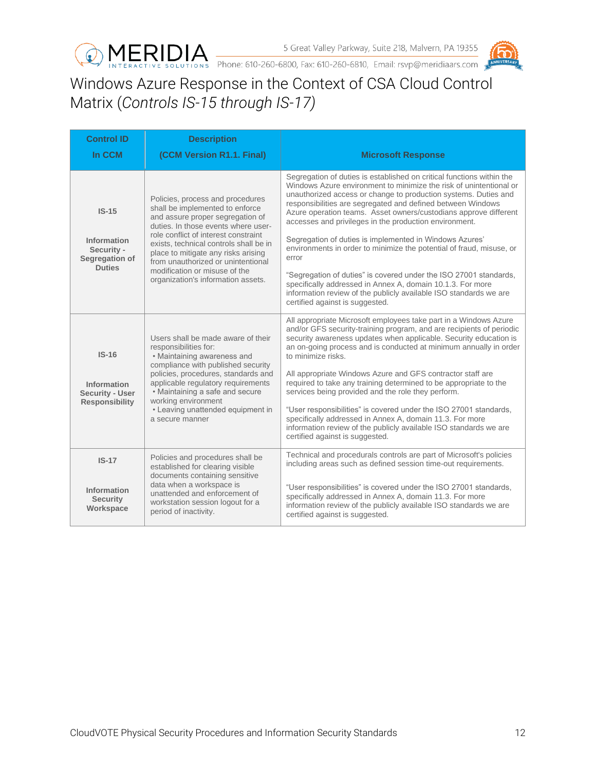# Windows Azure Response in the Context of CSA Cloud Control Matrix (*Controls IS-15 through IS-17)*

| Control ID In CCM | Description (CCM Version R1.1. Final) | Microsoft Response |
|---|---|---|
| **IS-15** **Information Security - Segregation of Duties** | Policies, process and procedures shall be implemented to enforce and assure proper segregation of duties. In those events where user-role conflict of interest constraint exists, technical controls shall be in place to mitigate any risks arising from unauthorized or unintentional modification or misuse of the organization's information assets. | Segregation of duties is established on critical functions within the Windows Azure environment to minimize the risk of unintentional or unauthorized access or change to production systems. Duties and responsibilities are segregated and defined between Windows Azure operation teams. Asset owners/custodians approve different accesses and privileges in the production environment.<br><br>Segregation of duties is implemented in Windows Azures' environments in order to minimize the potential of fraud, misuse, or error<br><br>"Segregation of duties" is covered under the ISO 27001 standards, specifically addressed in Annex A, domain 10.1.3. For more information review of the publicly available ISO standards we are certified against is suggested. |
| **IS-16** **Information Security - User Responsibility** | Users shall be made aware of their responsibilities for:<br>• Maintaining awareness and compliance with published security policies, procedures, standards and applicable regulatory requirements<br>• Maintaining a safe and secure working environment<br>• Leaving unattended equipment in a secure manner | All appropriate Microsoft employees take part in a Windows Azure and/or GFS security-training program, and are recipients of periodic security awareness updates when applicable. Security education is an on-going process and is conducted at minimum annually in order to minimize risks.<br><br>All appropriate Windows Azure and GFS contractor staff are required to take any training determined to be appropriate to the services being provided and the role they perform.<br><br>"User responsibilities" is covered under the ISO 27001 standards, specifically addressed in Annex A, domain 11.3. For more information review of the publicly available ISO standards we are certified against is suggested. |
| **IS-17** **Information Security Workspace** | Policies and procedures shall be established for clearing visible documents containing sensitive data when a workspace is unattended and enforcement of workstation session logout for a period of inactivity. | Technical and procedurals controls are part of Microsoft's policies including areas such as defined session time-out requirements.<br><br>"User responsibilities" is covered under the ISO 27001 standards, specifically addressed in Annex A, domain 11.3. For more information review of the publicly available ISO standards we are certified against is suggested. |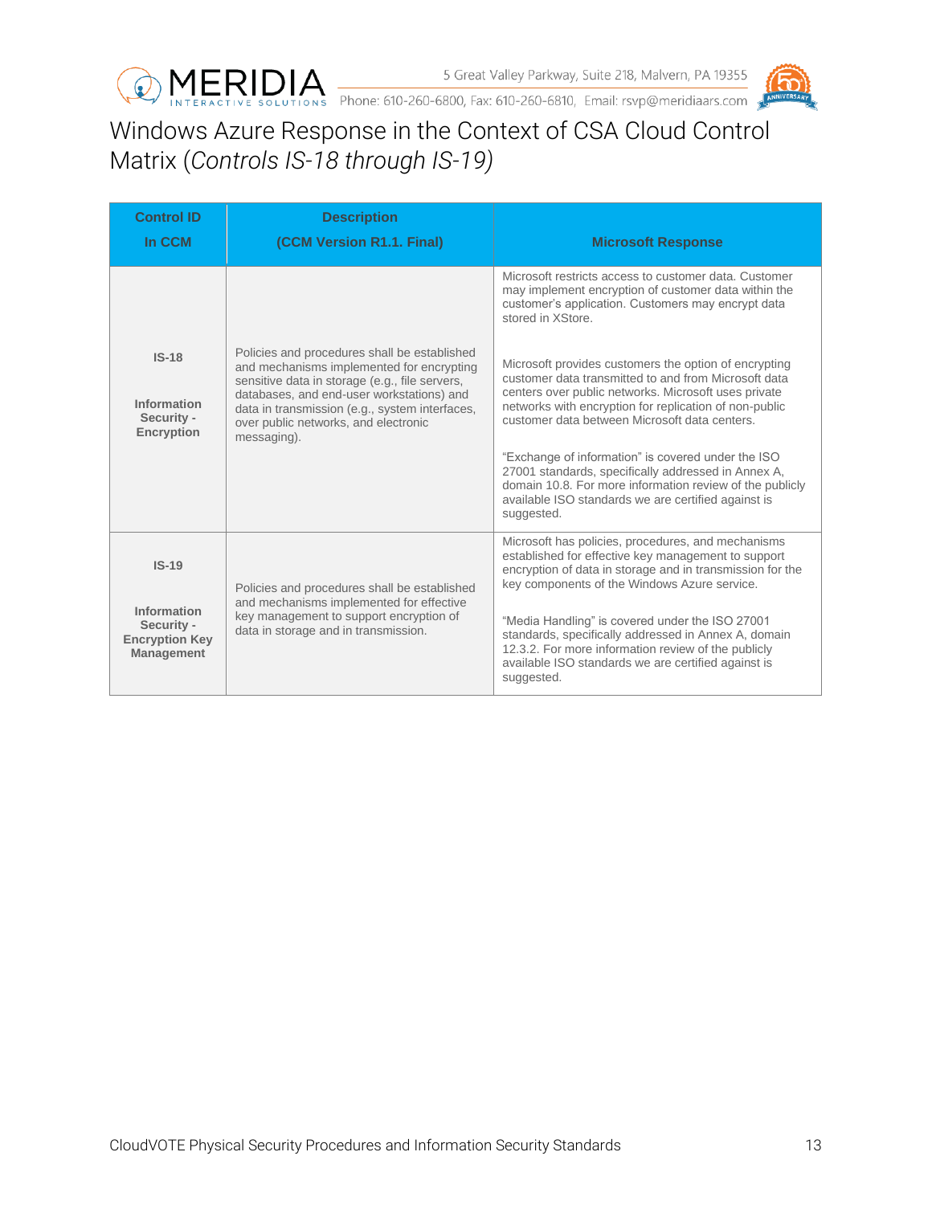# Windows Azure Response in the Context of CSA Cloud Control Matrix (*Controls IS-18 through IS-19)*

| Control ID In CCM | Description (CCM Version R1.1. Final) | Microsoft Response |
|---|---|---|
| **IS-18** **Information Security - Encryption** | Policies and procedures shall be established and mechanisms implemented for encrypting sensitive data in storage (e.g., file servers, databases, and end-user workstations) and data in transmission (e.g., system interfaces, over public networks, and electronic messaging). | Microsoft restricts access to customer data. Customer may implement encryption of customer data within the customer's application. Customers may encrypt data stored in XStore.<br><br>Microsoft provides customers the option of encrypting customer data transmitted to and from Microsoft data centers over public networks. Microsoft uses private networks with encryption for replication of non-public customer data between Microsoft data centers.<br><br>"Exchange of information" is covered under the ISO 27001 standards, specifically addressed in Annex A, domain 10.8. For more information review of the publicly available ISO standards we are certified against is suggested. |
| **IS-19** **Information Security - Encryption Key Management** | Policies and procedures shall be established and mechanisms implemented for effective key management to support encryption of data in storage and in transmission. | Microsoft has policies, procedures, and mechanisms established for effective key management to support encryption of data in storage and in transmission for the key components of the Windows Azure service.<br><br>"Media Handling" is covered under the ISO 27001 standards, specifically addressed in Annex A, domain 12.3.2. For more information review of the publicly available ISO standards we are certified against is suggested. |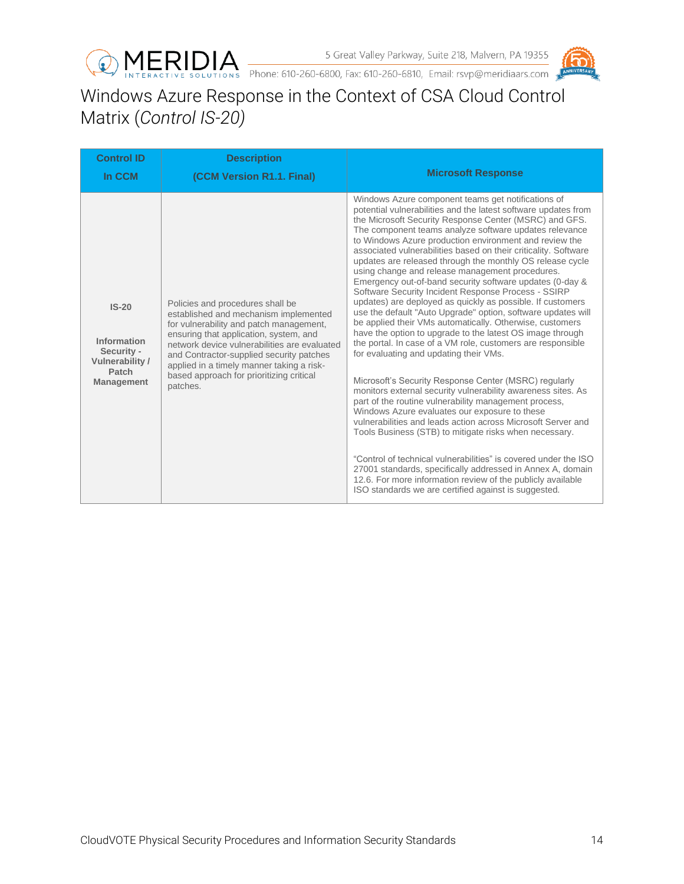# Windows Azure Response in the Context of CSA Cloud Control Matrix (*Control IS-20)*

| Control ID In CCM | Description (CCM Version R1.1. Final) | Microsoft Response |
|---|---|---|
| **IS-20** **Information Security - Vulnerability / Patch Management** | Policies and procedures shall be established and mechanism implemented for vulnerability and patch management, ensuring that application, system, and network device vulnerabilities are evaluated and Contractor-supplied security patches applied in a timely manner taking a risk-based approach for prioritizing critical patches. | Windows Azure component teams get notifications of potential vulnerabilities and the latest software updates from the Microsoft Security Response Center (MSRC) and GFS. The component teams analyze software updates relevance to Windows Azure production environment and review the associated vulnerabilities based on their criticality. Software updates are released through the monthly OS release cycle using change and release management procedures. Emergency out-of-band security software updates (0-day & Software Security Incident Response Process - SSIRP updates) are deployed as quickly as possible. If customers use the default "Auto Upgrade" option, software updates will be applied their VMs automatically. Otherwise, customers have the option to upgrade to the latest OS image through the portal. In case of a VM role, customers are responsible for evaluating and updating their VMs.<br><br>Microsoft's Security Response Center (MSRC) regularly monitors external security vulnerability awareness sites. As part of the routine vulnerability management process, Windows Azure evaluates our exposure to these vulnerabilities and leads action across Microsoft Server and Tools Business (STB) to mitigate risks when necessary.<br><br>"Control of technical vulnerabilities" is covered under the ISO 27001 standards, specifically addressed in Annex A, domain 12.6. For more information review of the publicly available ISO standards we are certified against is suggested. |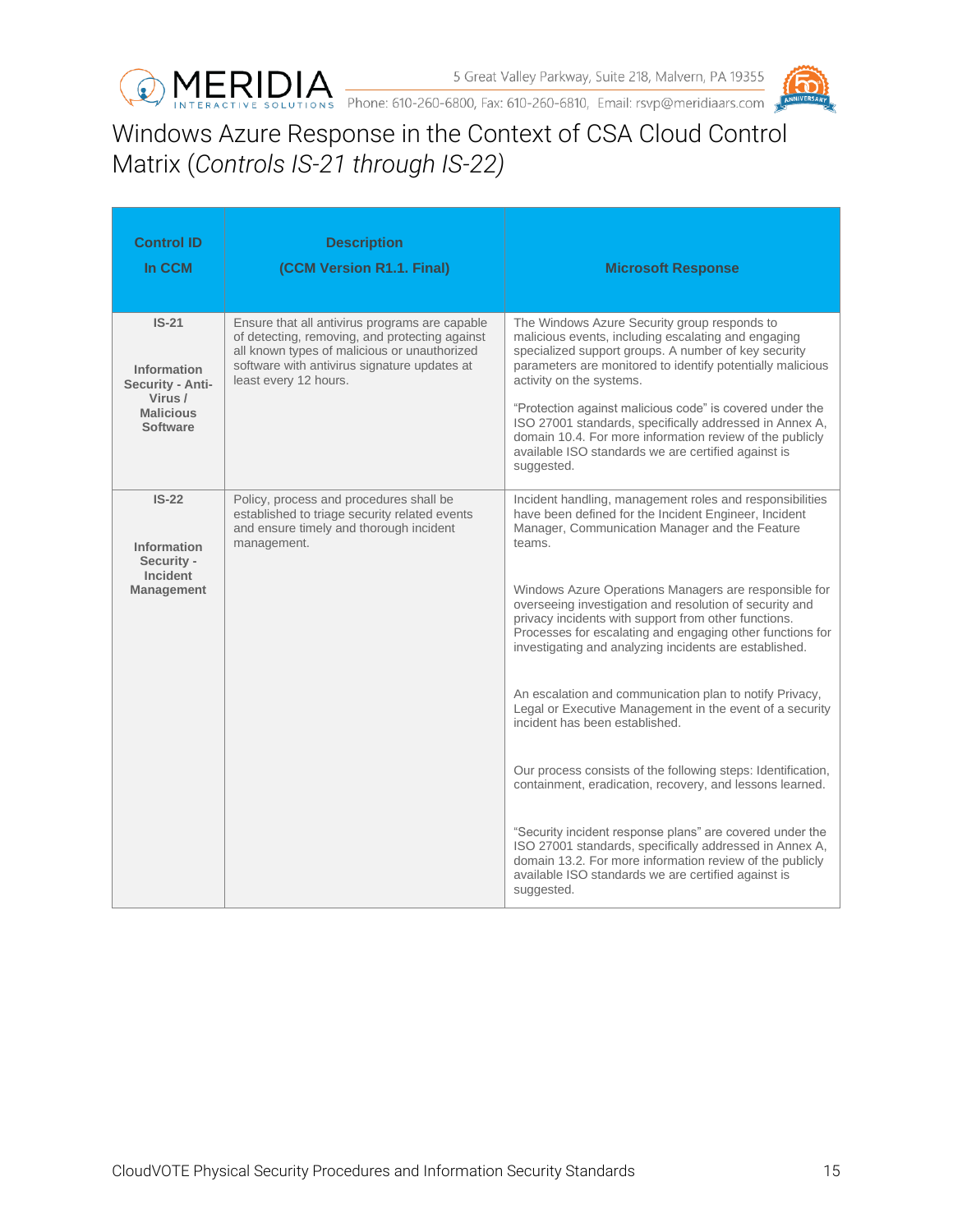# Windows Azure Response in the Context of CSA Cloud Control Matrix (*Controls IS-21 through IS-22)*

| Control ID In CCM | Description (CCM Version R1.1. Final) | Microsoft Response |
|---|---|---|
| **IS-21** **Information Security - Anti-Virus / Malicious Software** | Ensure that all antivirus programs are capable of detecting, removing, and protecting against all known types of malicious or unauthorized software with antivirus signature updates at least every 12 hours. | The Windows Azure Security group responds to malicious events, including escalating and engaging specialized support groups. A number of key security parameters are monitored to identify potentially malicious activity on the systems. “Protection against malicious code” is covered under the ISO 27001 standards, specifically addressed in Annex A, domain 10.4. For more information review of the publicly available ISO standards we are certified against is suggested. |
| **IS-22** **Information Security - Incident Management** | Policy, process and procedures shall be established to triage security related events and ensure timely and thorough incident management. | Incident handling, management roles and responsibilities have been defined for the Incident Engineer, Incident Manager, Communication Manager and the Feature teams. Windows Azure Operations Managers are responsible for overseeing investigation and resolution of security and privacy incidents with support from other functions. Processes for escalating and engaging other functions for investigating and analyzing incidents are established. An escalation and communication plan to notify Privacy, Legal or Executive Management in the event of a security incident has been established. Our process consists of the following steps: Identification, containment, eradication, recovery, and lessons learned. “Security incident response plans” are covered under the ISO 27001 standards, specifically addressed in Annex A, domain 13.2. For more information review of the publicly available ISO standards we are certified against is suggested. |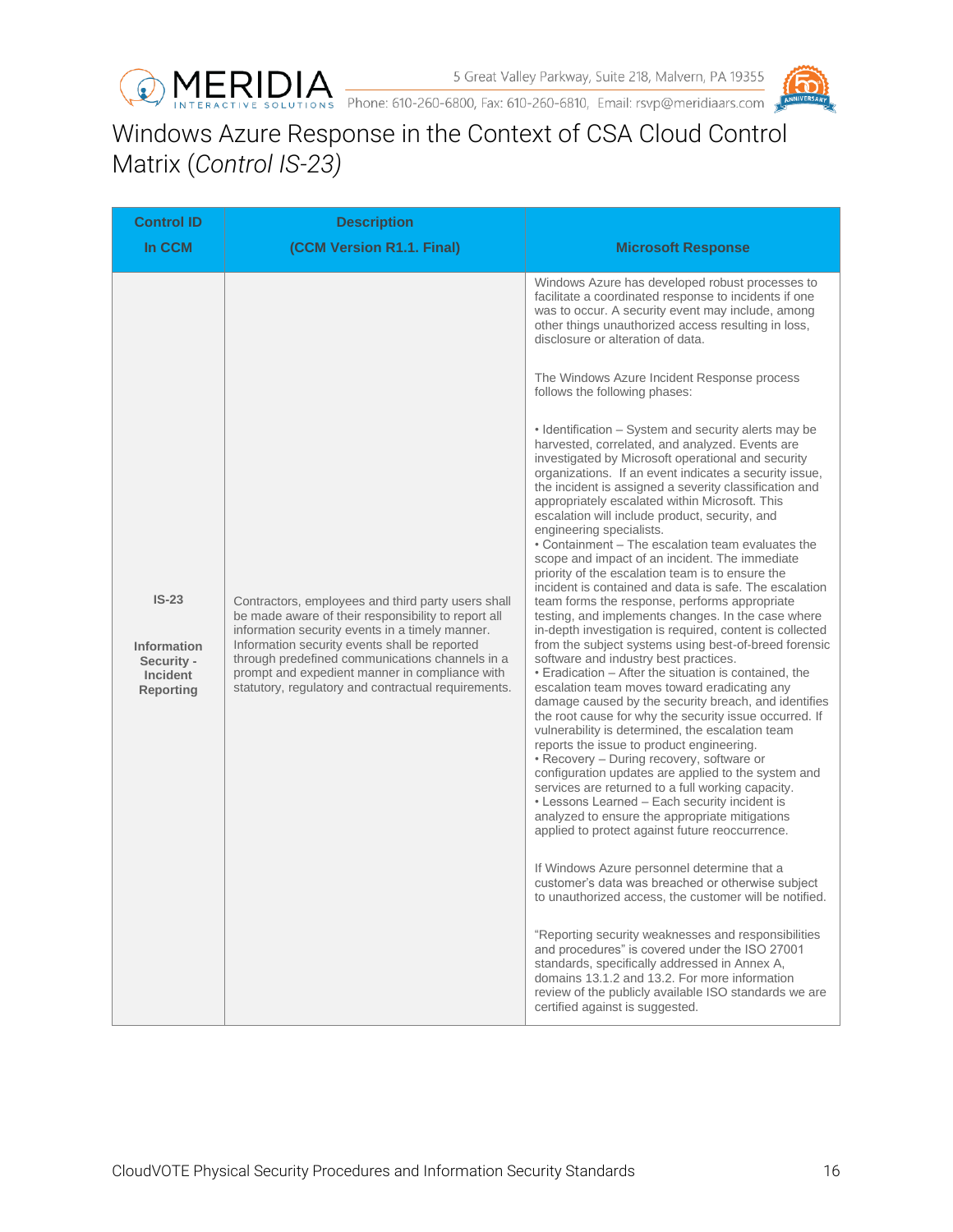# Windows Azure Response in the Context of CSA Cloud Control Matrix (*Control IS-23)*

| Control ID In CCM | Description (CCM Version R1.1. Final) | Microsoft Response |
|---|---|---|
| **IS-23** **Information Security - Incident Reporting** | Contractors, employees and third party users shall be made aware of their responsibility to report all information security events in a timely manner. Information security events shall be reported through predefined communications channels in a prompt and expedient manner in compliance with statutory, regulatory and contractual requirements. | Windows Azure has developed robust processes to facilitate a coordinated response to incidents if one was to occur. A security event may include, among other things unauthorized access resulting in loss, disclosure or alteration of data.<br><br>The Windows Azure Incident Response process follows the following phases:<br><br>• Identification – System and security alerts may be harvested, correlated, and analyzed. Events are investigated by Microsoft operational and security organizations. If an event indicates a security issue, the incident is assigned a severity classification and appropriately escalated within Microsoft. This escalation will include product, security, and engineering specialists.<br>• Containment – The escalation team evaluates the scope and impact of an incident. The immediate priority of the escalation team is to ensure the incident is contained and data is safe. The escalation team forms the response, performs appropriate testing, and implements changes. In the case where in-depth investigation is required, content is collected from the subject systems using best-of-breed forensic software and industry best practices.<br>• Eradication – After the situation is contained, the escalation team moves toward eradicating any damage caused by the security breach, and identifies the root cause for why the security issue occurred. If vulnerability is determined, the escalation team reports the issue to product engineering.<br>• Recovery – During recovery, software or configuration updates are applied to the system and services are returned to a full working capacity.<br>• Lessons Learned – Each security incident is analyzed to ensure the appropriate mitigations applied to protect against future reoccurrence.<br><br>If Windows Azure personnel determine that a customer's data was breached or otherwise subject to unauthorized access, the customer will be notified.<br><br>"Reporting security weaknesses and responsibilities and procedures" is covered under the ISO 27001 standards, specifically addressed in Annex A, domains 13.1.2 and 13.2. For more information review of the publicly available ISO standards we are certified against is suggested. |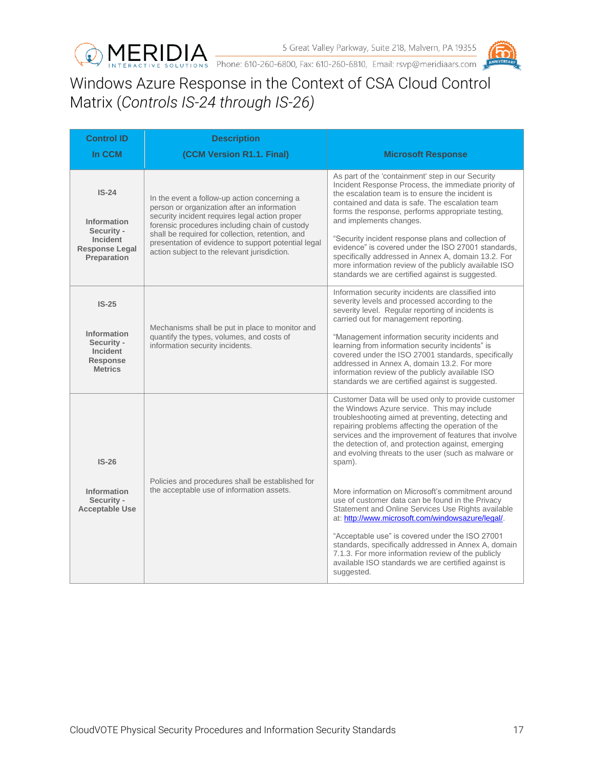# Windows Azure Response in the Context of CSA Cloud Control Matrix (*Controls IS-24 through IS-26)*

| Control ID In CCM | Description (CCM Version R1.1. Final) | Microsoft Response |
|---|---|---|
| **IS-24** **Information Security - Incident Response Legal Preparation** | In the event a follow-up action concerning a person or organization after an information security incident requires legal action proper forensic procedures including chain of custody shall be required for collection, retention, and presentation of evidence to support potential legal action subject to the relevant jurisdiction. | As part of the 'containment' step in our Security Incident Response Process, the immediate priority of the escalation team is to ensure the incident is contained and data is safe. The escalation team forms the response, performs appropriate testing, and implements changes.<br><br>"Security incident response plans and collection of evidence" is covered under the ISO 27001 standards, specifically addressed in Annex A, domain 13.2. For more information review of the publicly available ISO standards we are certified against is suggested. |
| **IS-25** **Information Security - Incident Response Metrics** | Mechanisms shall be put in place to monitor and quantify the types, volumes, and costs of information security incidents. | Information security incidents are classified into severity levels and processed according to the severity level. Regular reporting of incidents is carried out for management reporting.<br><br>"Management information security incidents and learning from information security incidents" is covered under the ISO 27001 standards, specifically addressed in Annex A, domain 13.2. For more information review of the publicly available ISO standards we are certified against is suggested. |
| **IS-26** **Information Security - Acceptable Use** | Policies and procedures shall be established for the acceptable use of information assets. | Customer Data will be used only to provide customer the Windows Azure service. This may include troubleshooting aimed at preventing, detecting and repairing problems affecting the operation of the services and the improvement of features that involve the detection of, and protection against, emerging and evolving threats to the user (such as malware or spam).<br><br>More information on Microsoft's commitment around use of customer data can be found in the Privacy Statement and Online Services Use Rights available at: [http://www.microsoft.com/windowsazure/legal/](http://www.microsoft.com/windowsazure/legal/).<br><br>"Acceptable use" is covered under the ISO 27001 standards, specifically addressed in Annex A, domain 7.1.3. For more information review of the publicly available ISO standards we are certified against is suggested. |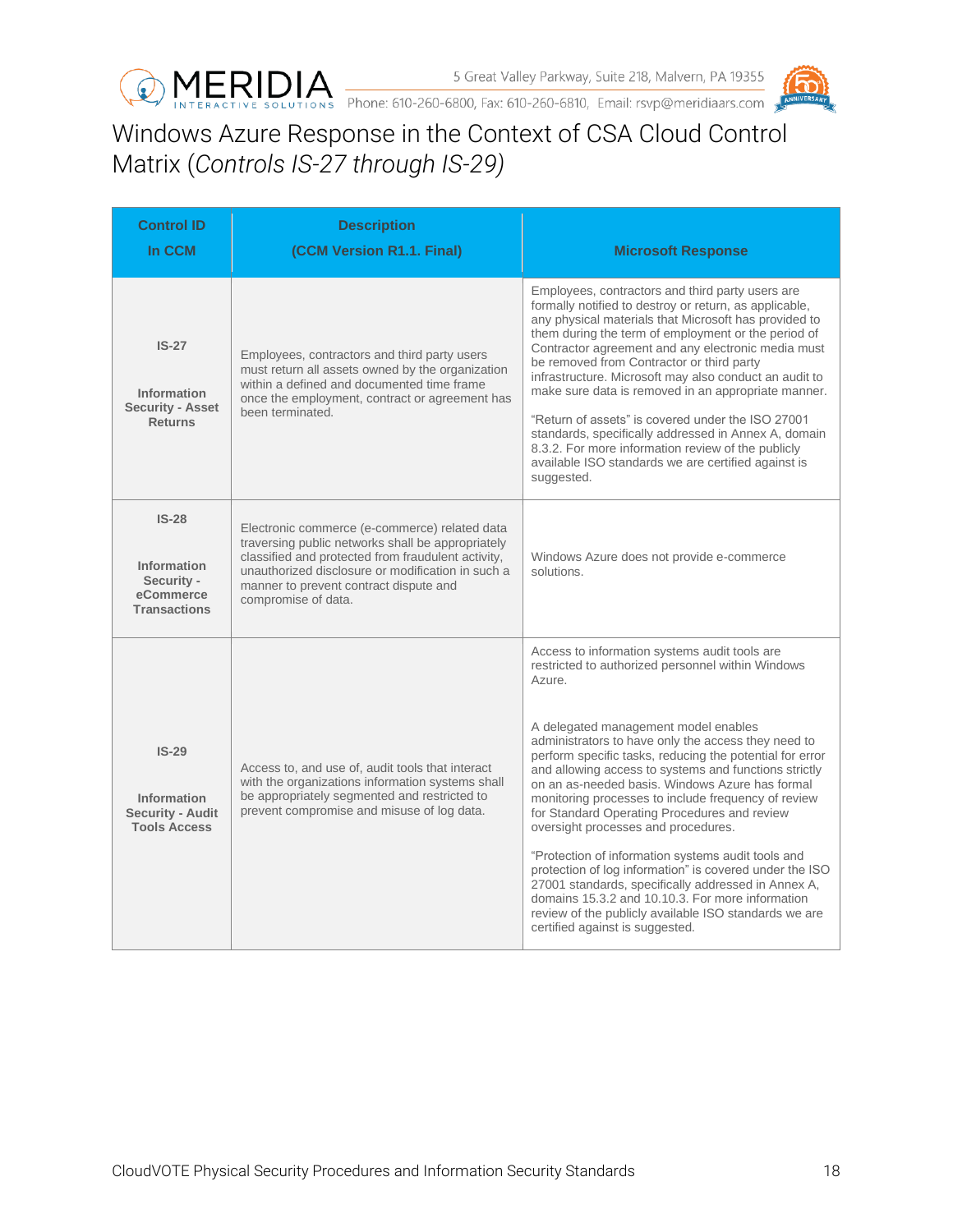# Windows Azure Response in the Context of CSA Cloud Control Matrix (*Controls IS-27 through IS-29*)

| Control ID In CCM | Description (CCM Version R1.1. Final) | Microsoft Response |
|---|---|---|
| **IS-27** **Information Security - Asset Returns** | Employees, contractors and third party users must return all assets owned by the organization within a defined and documented time frame once the employment, contract or agreement has been terminated. | Employees, contractors and third party users are formally notified to destroy or return, as applicable, any physical materials that Microsoft has provided to them during the term of employment or the period of Contractor agreement and any electronic media must be removed from Contractor or third party infrastructure. Microsoft may also conduct an audit to make sure data is removed in an appropriate manner. "Return of assets" is covered under the ISO 27001 standards, specifically addressed in Annex A, domain 8.3.2. For more information review of the publicly available ISO standards we are certified against is suggested. |
| **IS-28** **Information Security - eCommerce Transactions** | Electronic commerce (e-commerce) related data traversing public networks shall be appropriately classified and protected from fraudulent activity, unauthorized disclosure or modification in such a manner to prevent contract dispute and compromise of data. | Windows Azure does not provide e-commerce solutions. |
| **IS-29** **Information Security - Audit Tools Access** | Access to, and use of, audit tools that interact with the organizations information systems shall be appropriately segmented and restricted to prevent compromise and misuse of log data. | Access to information systems audit tools are restricted to authorized personnel within Windows Azure. A delegated management model enables administrators to have only the access they need to perform specific tasks, reducing the potential for error and allowing access to systems and functions strictly on an as-needed basis. Windows Azure has formal monitoring processes to include frequency of review for Standard Operating Procedures and review oversight processes and procedures. "Protection of information systems audit tools and protection of log information" is covered under the ISO 27001 standards, specifically addressed in Annex A, domains 15.3.2 and 10.10.3. For more information review of the publicly available ISO standards we are certified against is suggested. |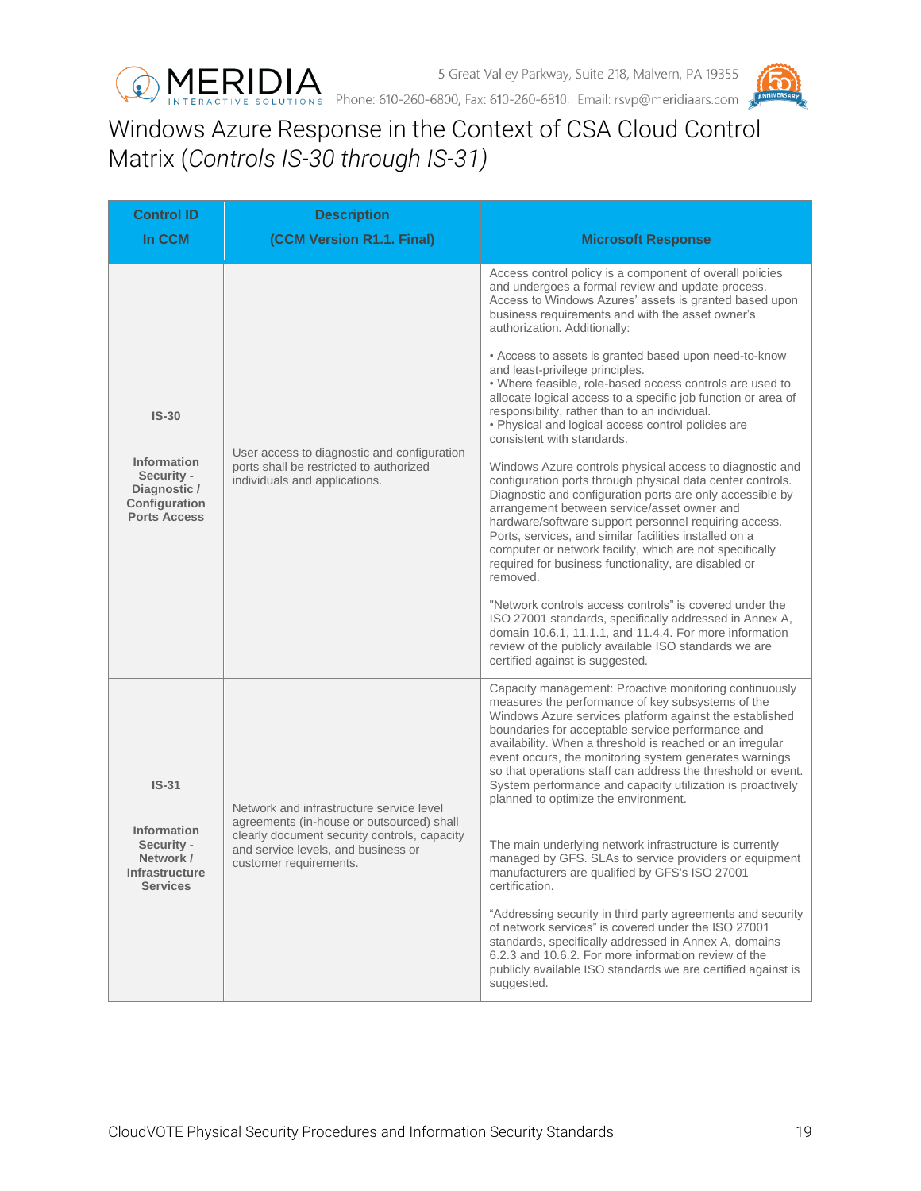# Windows Azure Response in the Context of CSA Cloud Control Matrix (*Controls IS-30 through IS-31)*

| Control ID In CCM | Description (CCM Version R1.1. Final) | Microsoft Response |
|---|---|---|
| **IS-30** **Information Security - Diagnostic / Configuration Ports Access** | User access to diagnostic and configuration ports shall be restricted to authorized individuals and applications. | Access control policy is a component of overall policies and undergoes a formal review and update process. Access to Windows Azures' assets is granted based upon business requirements and with the asset owner's authorization. Additionally: <br><br> • Access to assets is granted based upon need-to-know and least-privilege principles. <br> • Where feasible, role-based access controls are used to allocate logical access to a specific job function or area of responsibility, rather than to an individual. <br> • Physical and logical access control policies are consistent with standards. <br><br> Windows Azure controls physical access to diagnostic and configuration ports through physical data center controls. Diagnostic and configuration ports are only accessible by arrangement between service/asset owner and hardware/software support personnel requiring access. Ports, services, and similar facilities installed on a computer or network facility, which are not specifically required for business functionality, are disabled or removed. <br><br> "Network controls access controls" is covered under the ISO 27001 standards, specifically addressed in Annex A, domain 10.6.1, 11.1.1, and 11.4.4. For more information review of the publicly available ISO standards we are certified against is suggested. |
| **IS-31** **Information Security - Network / Infrastructure Services** | Network and infrastructure service level agreements (in-house or outsourced) shall clearly document security controls, capacity and service levels, and business or customer requirements. | Capacity management: Proactive monitoring continuously measures the performance of key subsystems of the Windows Azure services platform against the established boundaries for acceptable service performance and availability. When a threshold is reached or an irregular event occurs, the monitoring system generates warnings so that operations staff can address the threshold or event. System performance and capacity utilization is proactively planned to optimize the environment. <br><br> The main underlying network infrastructure is currently managed by GFS. SLAs to service providers or equipment manufacturers are qualified by GFS's ISO 27001 certification. <br><br> "Addressing security in third party agreements and security of network services" is covered under the ISO 27001 standards, specifically addressed in Annex A, domains 6.2.3 and 10.6.2. For more information review of the publicly available ISO standards we are certified against is suggested. |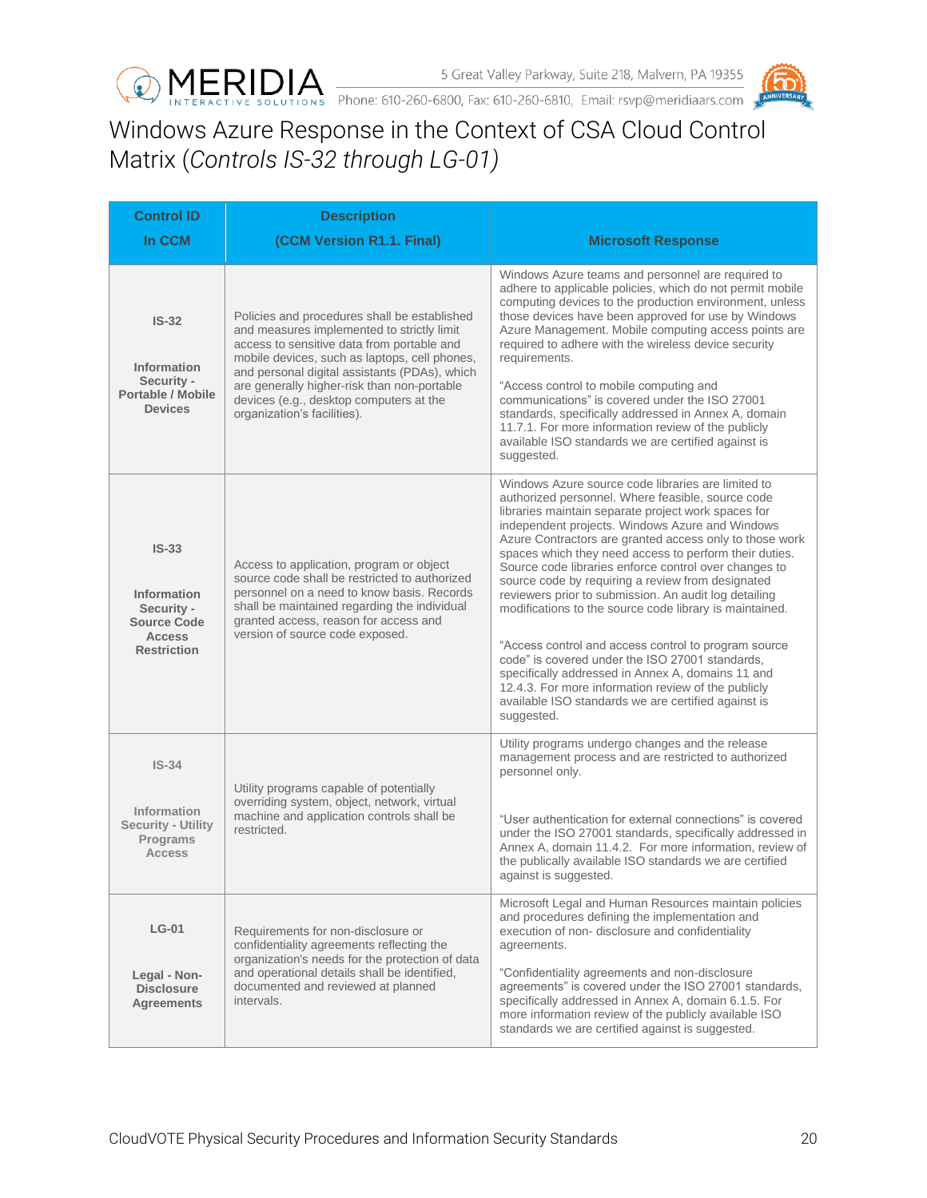# Windows Azure Response in the Context of CSA Cloud Control Matrix (*Controls IS-32 through LG-01)*

| Control ID In CCM | Description (CCM Version R1.1. Final) | Microsoft Response |
|---|---|---|
| **IS-32** **Information Security - Portable / Mobile Devices** | Policies and procedures shall be established and measures implemented to strictly limit access to sensitive data from portable and mobile devices, such as laptops, cell phones, and personal digital assistants (PDAs), which are generally higher-risk than non-portable devices (e.g., desktop computers at the organization's facilities). | Windows Azure teams and personnel are required to adhere to applicable policies, which do not permit mobile computing devices to the production environment, unless those devices have been approved for use by Windows Azure Management. Mobile computing access points are required to adhere with the wireless device security requirements. "Access control to mobile computing and communications" is covered under the ISO 27001 standards, specifically addressed in Annex A, domain 11.7.1. For more information review of the publicly available ISO standards we are certified against is suggested. |
| **IS-33** **Information Security - Source Code Access Restriction** | Access to application, program or object source code shall be restricted to authorized personnel on a need to know basis. Records shall be maintained regarding the individual granted access, reason for access and version of source code exposed. | Windows Azure source code libraries are limited to authorized personnel. Where feasible, source code libraries maintain separate project work spaces for independent projects. Windows Azure and Windows Azure Contractors are granted access only to those work spaces which they need access to perform their duties. Source code libraries enforce control over changes to source code by requiring a review from designated reviewers prior to submission. An audit log detailing modifications to the source code library is maintained. "Access control and access control to program source code" is covered under the ISO 27001 standards, specifically addressed in Annex A, domains 11 and 12.4.3. For more information review of the publicly available ISO standards we are certified against is suggested. |
| **IS-34** **Information Security - Utility Programs Access** | Utility programs capable of potentially overriding system, object, network, virtual machine and application controls shall be restricted. | Utility programs undergo changes and the release management process and are restricted to authorized personnel only. "User authentication for external connections" is covered under the ISO 27001 standards, specifically addressed in Annex A, domain 11.4.2. For more information, review of the publically available ISO standards we are certified against is suggested. |
| **LG-01** **Legal - Non-Disclosure Agreements** | Requirements for non-disclosure or confidentiality agreements reflecting the organization's needs for the protection of data and operational details shall be identified, documented and reviewed at planned intervals. | Microsoft Legal and Human Resources maintain policies and procedures defining the implementation and execution of non- disclosure and confidentiality agreements. "Confidentiality agreements and non-disclosure agreements" is covered under the ISO 27001 standards, specifically addressed in Annex A, domain 6.1.5. For more information review of the publicly available ISO standards we are certified against is suggested. |